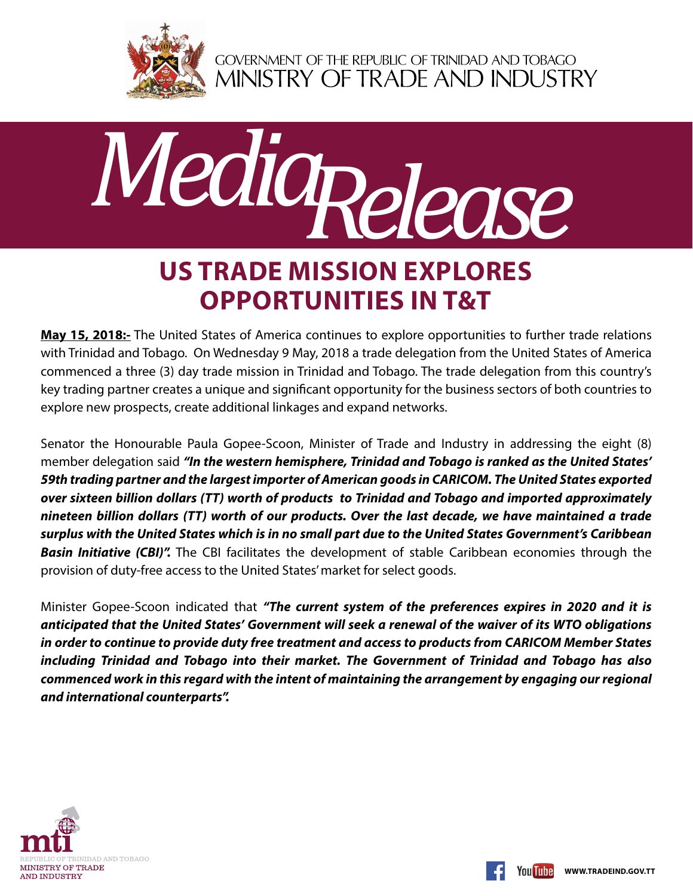GOVERNMENT OF THE REPUBLIC OF TRINIDAD AND TOBAGO
MINISTRY OF TRADE AND INDUSTRY

# Media Release

## US TRADE MISSION EXPLORES OPPORTUNITIES IN T&T

**May 15, 2018:-** The United States of America continues to explore opportunities to further trade relations with Trinidad and Tobago. On Wednesday 9 May, 2018 a trade delegation from the United States of America commenced a three (3) day trade mission in Trinidad and Tobago. The trade delegation from this country's key trading partner creates a unique and significant opportunity for the business sectors of both countries to explore new prospects, create additional linkages and expand networks.

Senator the Honourable Paula Gopee-Scoon, Minister of Trade and Industry in addressing the eight (8) member delegation said ***"In the western hemisphere, Trinidad and Tobago is ranked as the United States' 59th trading partner and the largest importer of American goods in CARICOM. The United States exported over sixteen billion dollars (TT) worth of products to Trinidad and Tobago and imported approximately nineteen billion dollars (TT) worth of our products. Over the last decade, we have maintained a trade surplus with the United States which is in no small part due to the United States Government's Caribbean Basin Initiative (CBI)".*** The CBI facilitates the development of stable Caribbean economies through the provision of duty-free access to the United States' market for select goods.

Minister Gopee-Scoon indicated that ***"The current system of the preferences expires in 2020 and it is anticipated that the United States' Government will seek a renewal of the waiver of its WTO obligations in order to continue to provide duty free treatment and access to products from CARICOM Member States including Trinidad and Tobago into their market. The Government of Trinidad and Tobago has also commenced work in this regard with the intent of maintaining the arrangement by engaging our regional and international counterparts".***

mti
REPUBLIC OF TRINIDAD AND TOBAGO
MINISTRY OF TRADE AND INDUSTRY

WWW.TRADEIND.GOV.TT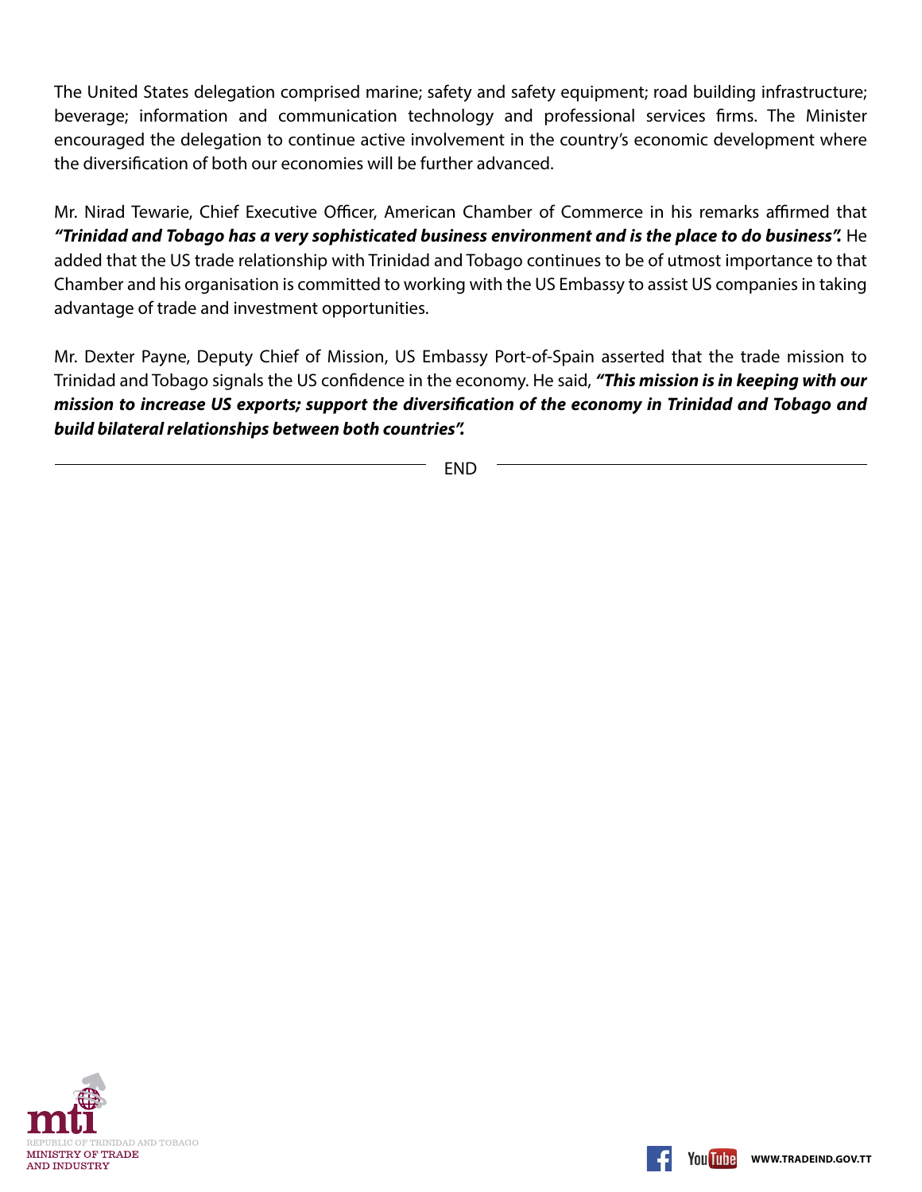The United States delegation comprised marine; safety and safety equipment; road building infrastructure; beverage; information and communication technology and professional services firms. The Minister encouraged the delegation to continue active involvement in the country's economic development where the diversification of both our economies will be further advanced.

Mr. Nirad Tewarie, Chief Executive Officer, American Chamber of Commerce in his remarks affirmed that ***"Trinidad and Tobago has a very sophisticated business environment and is the place to do business".*** He added that the US trade relationship with Trinidad and Tobago continues to be of utmost importance to that Chamber and his organisation is committed to working with the US Embassy to assist US companies in taking advantage of trade and investment opportunities.

Mr. Dexter Payne, Deputy Chief of Mission, US Embassy Port-of-Spain asserted that the trade mission to Trinidad and Tobago signals the US confidence in the economy. He said, ***"This mission is in keeping with our mission to increase US exports; support the diversification of the economy in Trinidad and Tobago and build bilateral relationships between both countries".***

END